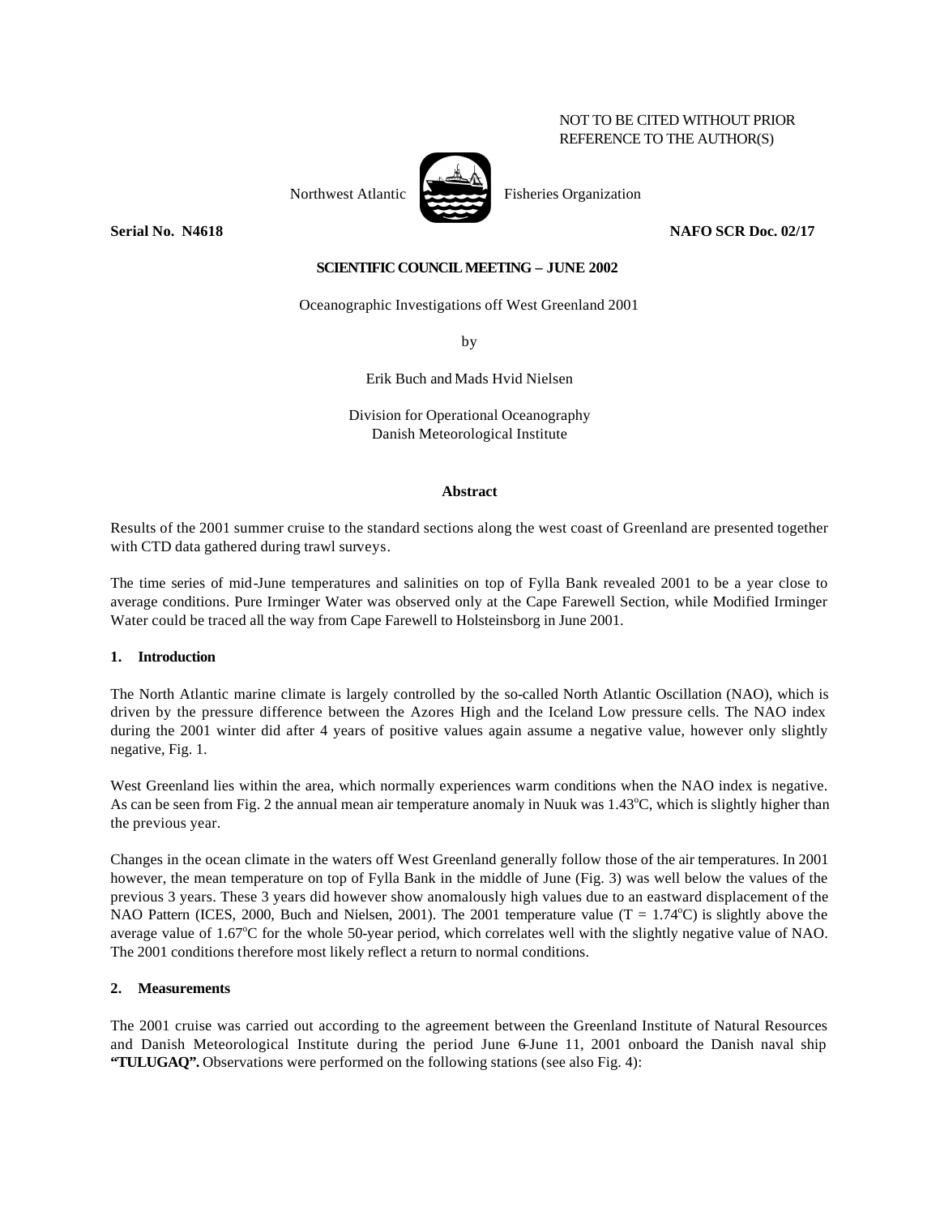NOT TO BE CITED WITHOUT PRIOR REFERENCE TO THE AUTHOR(S)

Northwest Atlantic Fisheries Organization

**Serial No. N4618** **NAFO SCR Doc. 02/17**

**SCIENTIFIC COUNCIL MEETING – JUNE 2002**

# Oceanographic Investigations off West Greenland 2001

by

Erik Buch and Mads Hvid Nielsen

Division for Operational Oceanography
Danish Meteorological Institute

## Abstract

Results of the 2001 summer cruise to the standard sections along the west coast of Greenland are presented together with CTD data gathered during trawl surveys.

The time series of mid-June temperatures and salinities on top of Fylla Bank revealed 2001 to be a year close to average conditions. Pure Irminger Water was observed only at the Cape Farewell Section, while Modified Irminger Water could be traced all the way from Cape Farewell to Holsteinsborg in June 2001.

## 1. Introduction

The North Atlantic marine climate is largely controlled by the so-called North Atlantic Oscillation (NAO), which is driven by the pressure difference between the Azores High and the Iceland Low pressure cells. The NAO index during the 2001 winter did after 4 years of positive values again assume a negative value, however only slightly negative, Fig. 1.

West Greenland lies within the area, which normally experiences warm conditions when the NAO index is negative. As can be seen from Fig. 2 the annual mean air temperature anomaly in Nuuk was 1.43°C, which is slightly higher than the previous year.

Changes in the ocean climate in the waters off West Greenland generally follow those of the air temperatures. In 2001 however, the mean temperature on top of Fylla Bank in the middle of June (Fig. 3) was well below the values of the previous 3 years. These 3 years did however show anomalously high values due to an eastward displacement of the NAO Pattern (ICES, 2000, Buch and Nielsen, 2001). The 2001 temperature value ($T = 1.74$°C) is slightly above the average value of 1.67°C for the whole 50-year period, which correlates well with the slightly negative value of NAO. The 2001 conditions therefore most likely reflect a return to normal conditions.

## 2. Measurements

The 2001 cruise was carried out according to the agreement between the Greenland Institute of Natural Resources and Danish Meteorological Institute during the period June 6-June 11, 2001 onboard the Danish naval ship **"TULUGAQ".** Observations were performed on the following stations (see also Fig. 4):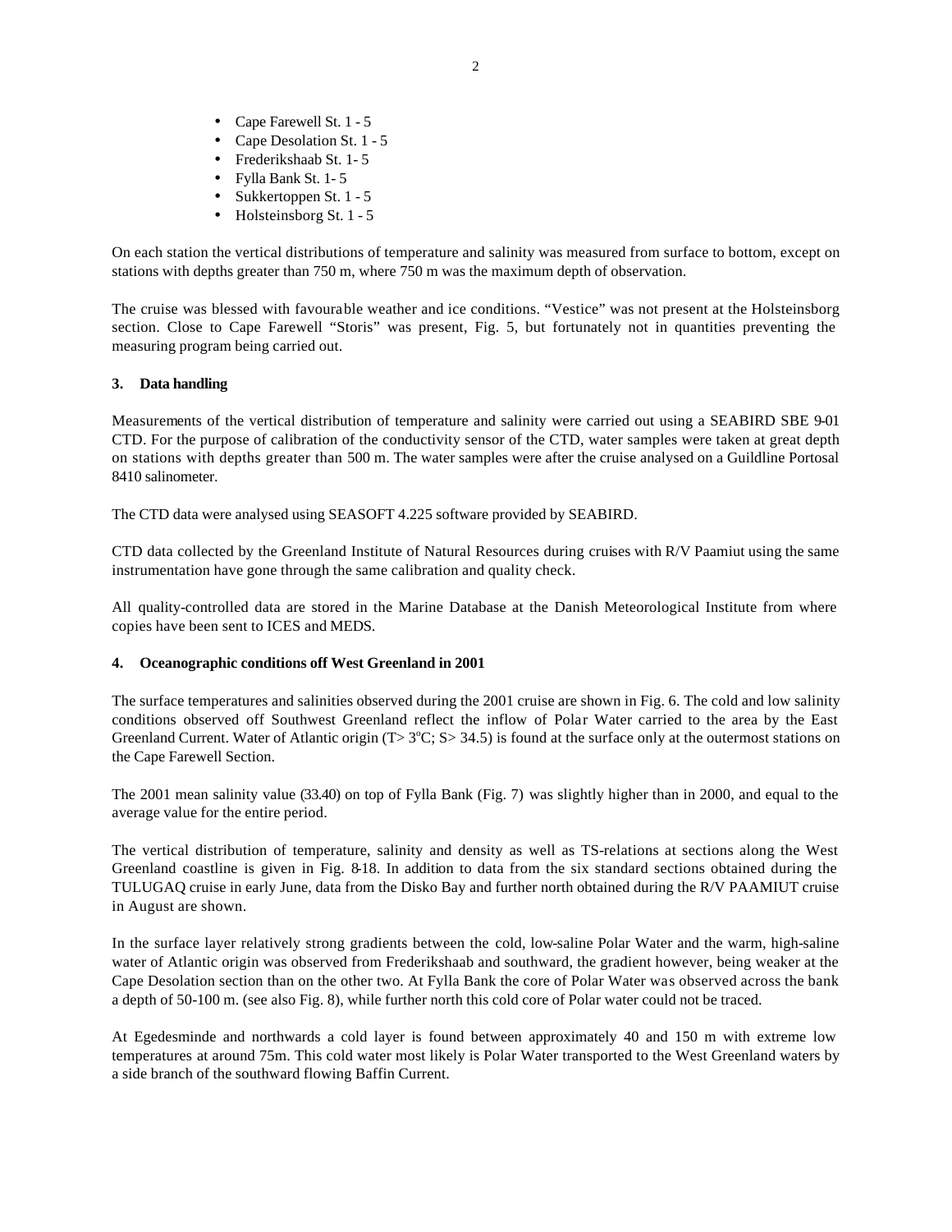- Cape Farewell St. 1 - 5
- Cape Desolation St. 1 - 5
- Frederikshaab St. 1- 5
- Fylla Bank St. 1- 5
- Sukkertoppen St. 1 - 5
- Holsteinsborg St. 1 - 5

On each station the vertical distributions of temperature and salinity was measured from surface to bottom, except on stations with depths greater than 750 m, where 750 m was the maximum depth of observation.

The cruise was blessed with favourable weather and ice conditions. "Vestice" was not present at the Holsteinsborg section. Close to Cape Farewell "Storis" was present, Fig. 5, but fortunately not in quantities preventing the measuring program being carried out.

### 3. Data handling

Measurements of the vertical distribution of temperature and salinity were carried out using a SEABIRD SBE 9-01 CTD. For the purpose of calibration of the conductivity sensor of the CTD, water samples were taken at great depth on stations with depths greater than 500 m. The water samples were after the cruise analysed on a Guildline Portosal 8410 salinometer.

The CTD data were analysed using SEASOFT 4.225 software provided by SEABIRD.

CTD data collected by the Greenland Institute of Natural Resources during cruises with R/V Paamiut using the same instrumentation have gone through the same calibration and quality check.

All quality-controlled data are stored in the Marine Database at the Danish Meteorological Institute from where copies have been sent to ICES and MEDS.

### 4. Oceanographic conditions off West Greenland in 2001

The surface temperatures and salinities observed during the 2001 cruise are shown in Fig. 6. The cold and low salinity conditions observed off Southwest Greenland reflect the inflow of Polar Water carried to the area by the East Greenland Current. Water of Atlantic origin ($T > 3^{o}C$; $S > 34.5$) is found at the surface only at the outermost stations on the Cape Farewell Section.

The 2001 mean salinity value (33.40) on top of Fylla Bank (Fig. 7) was slightly higher than in 2000, and equal to the average value for the entire period.

The vertical distribution of temperature, salinity and density as well as TS-relations at sections along the West Greenland coastline is given in Fig. 8-18. In addition to data from the six standard sections obtained during the TULUGAQ cruise in early June, data from the Disko Bay and further north obtained during the R/V PAAMIUT cruise in August are shown.

In the surface layer relatively strong gradients between the cold, low-saline Polar Water and the warm, high-saline water of Atlantic origin was observed from Frederikshaab and southward, the gradient however, being weaker at the Cape Desolation section than on the other two. At Fylla Bank the core of Polar Water was observed across the bank a depth of 50-100 m. (see also Fig. 8), while further north this cold core of Polar water could not be traced.

At Egedesminde and northwards a cold layer is found between approximately 40 and 150 m with extreme low temperatures at around 75m. This cold water most likely is Polar Water transported to the West Greenland waters by a side branch of the southward flowing Baffin Current.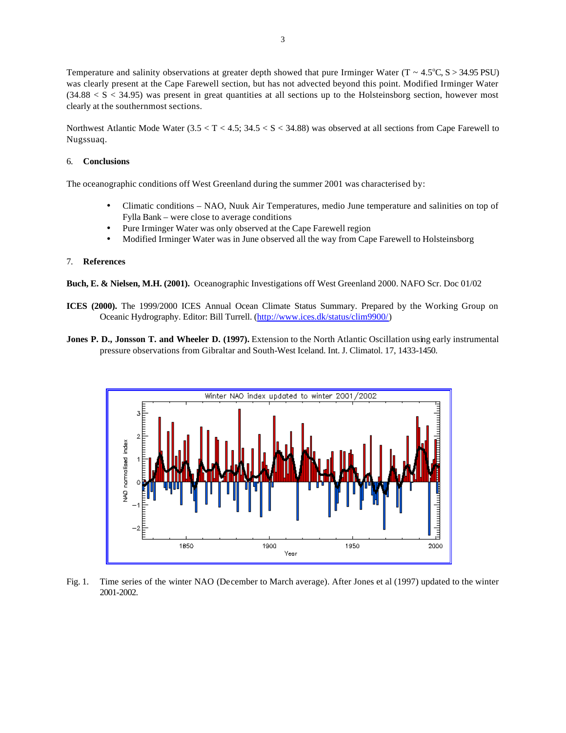Temperature and salinity observations at greater depth showed that pure Irminger Water (T ~ 4.5°C, S > 34.95 PSU) was clearly present at the Cape Farewell section, but has not advected beyond this point. Modified Irminger Water (34.88 < S < 34.95) was present in great quantities at all sections up to the Holsteinsborg section, however most clearly at the southernmost sections.

Northwest Atlantic Mode Water (3.5 < T < 4.5; 34.5 < S < 34.88) was observed at all sections from Cape Farewell to Nugssuaq.

## 6. Conclusions

The oceanographic conditions off West Greenland during the summer 2001 was characterised by:

- Climatic conditions – NAO, Nuuk Air Temperatures, medio June temperature and salinities on top of Fylla Bank – were close to average conditions
- Pure Irminger Water was only observed at the Cape Farewell region
- Modified Irminger Water was in June observed all the way from Cape Farewell to Holsteinsborg

## 7. References

**Buch, E. & Nielsen, M.H. (2001).** Oceanographic Investigations off West Greenland 2000. NAFO Scr. Doc 01/02

**ICES (2000).** The 1999/2000 ICES Annual Ocean Climate Status Summary. Prepared by the Working Group on Oceanic Hydrography. Editor: Bill Turrell. (http://www.ices.dk/status/clim9900/)

**Jones P. D., Jonsson T. and Wheeler D. (1997).** Extension to the North Atlantic Oscillation using early instrumental pressure observations from Gibraltar and South-West Iceland. Int. J. Climatol. 17, 1433-1450.

Fig. 1. Time series of the winter NAO (December to March average). After Jones et al (1997) updated to the winter 2001-2002.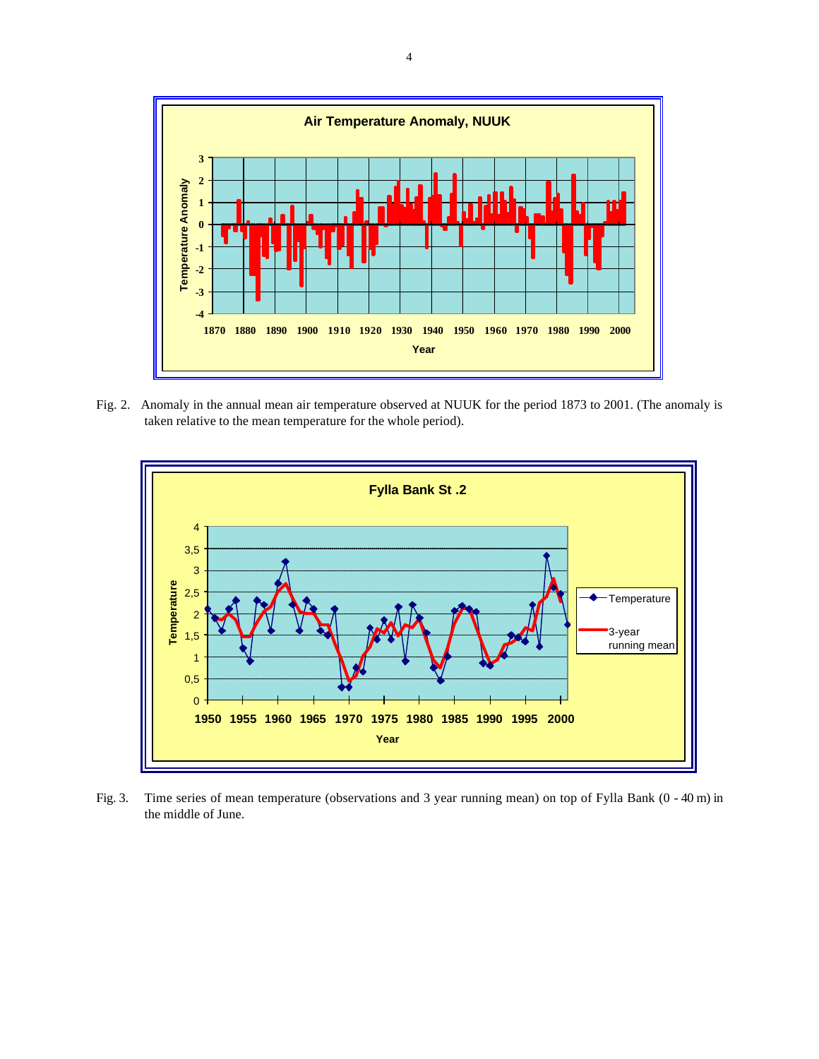Fig. 2. Anomaly in the annual mean air temperature observed at NUUK for the period 1873 to 2001. (The anomaly is taken relative to the mean temperature for the whole period).

Fig. 3. Time series of mean temperature (observations and 3 year running mean) on top of Fylla Bank (0 - 40 m) in the middle of June.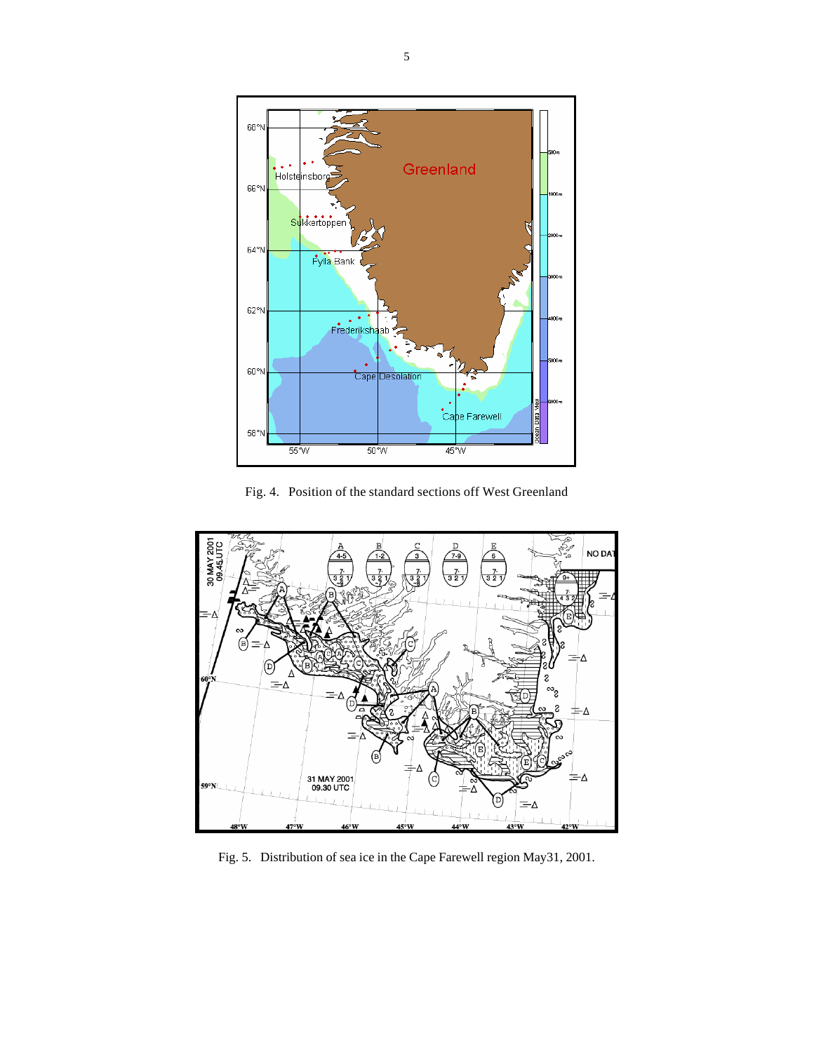Fig. 4. Position of the standard sections off West Greenland

Fig. 5. Distribution of sea ice in the Cape Farewell region May31, 2001.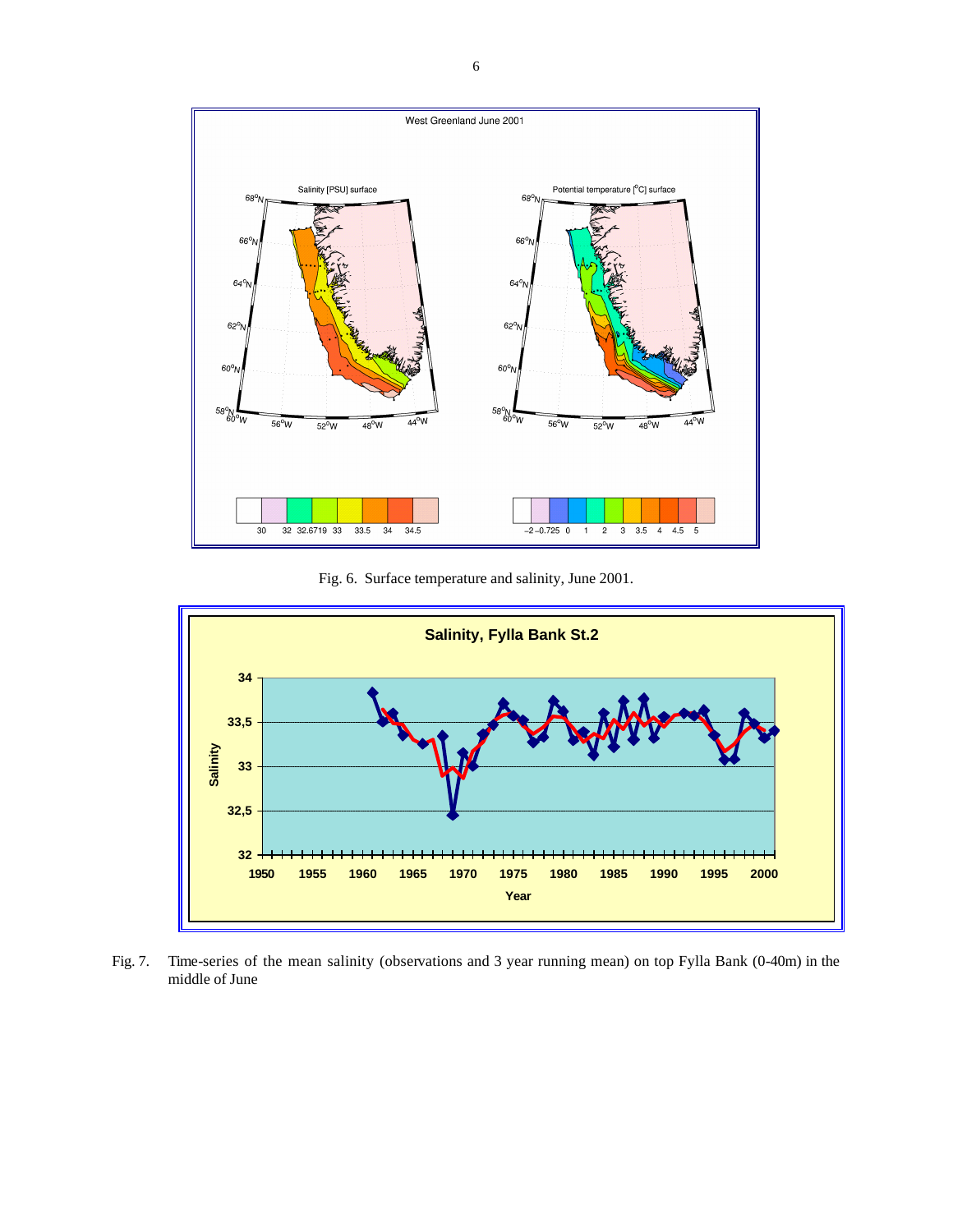Fig. 6. Surface temperature and salinity, June 2001.

Fig. 7. Time-series of the mean salinity (observations and 3 year running mean) on top Fylla Bank (0-40m) in the middle of June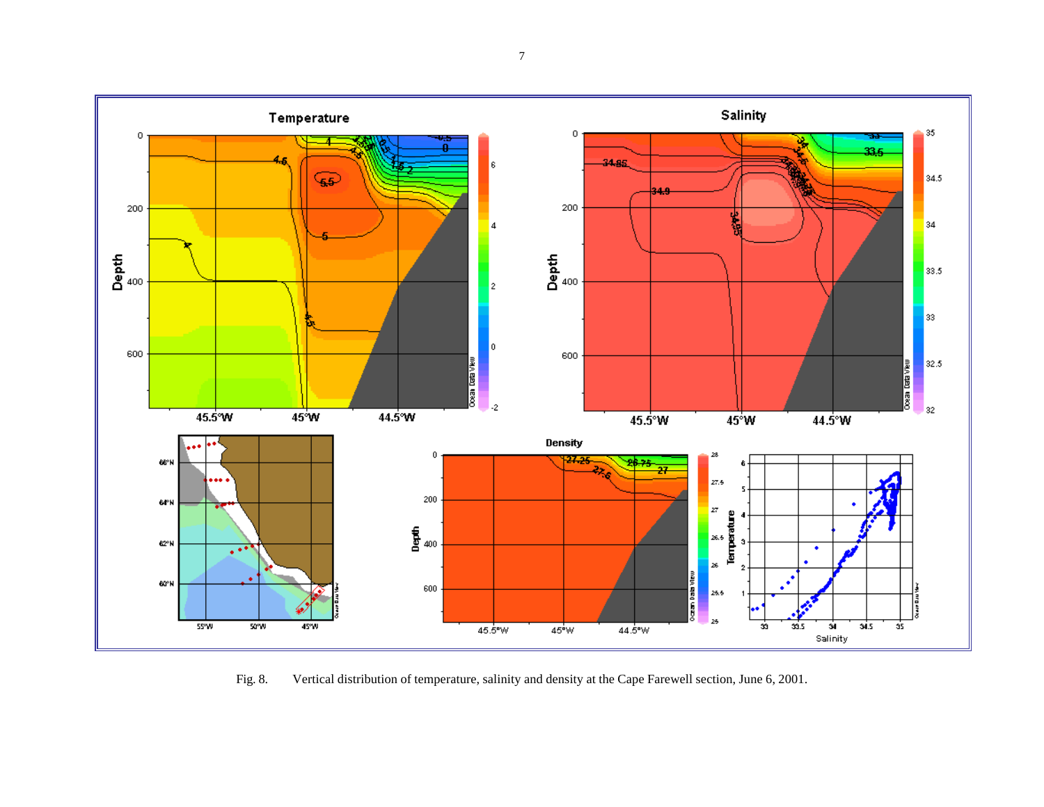Fig. 8. Vertical distribution of temperature, salinity and density at the Cape Farewell section, June 6, 2001.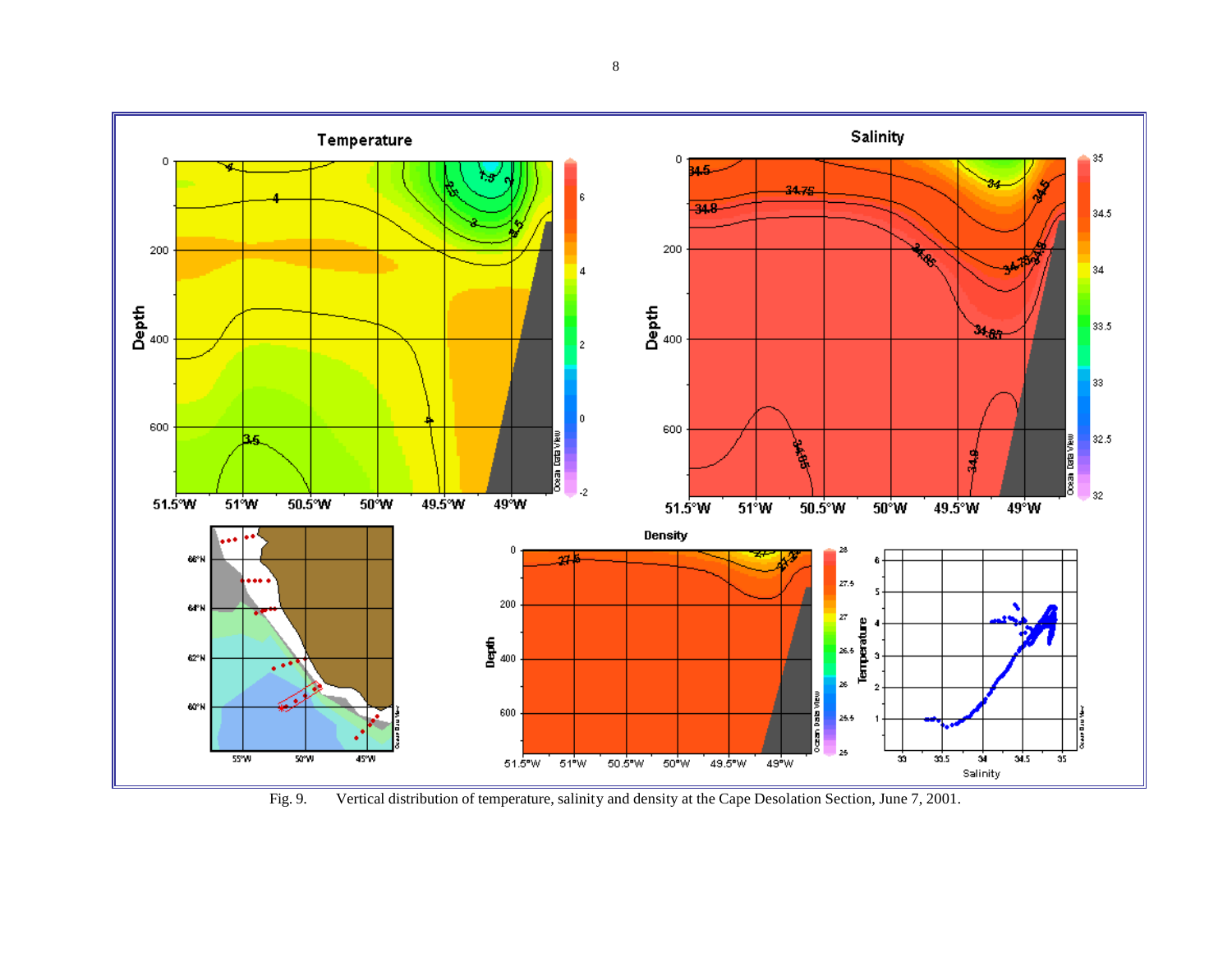Fig. 9. Vertical distribution of temperature, salinity and density at the Cape Desolation Section, June 7, 2001.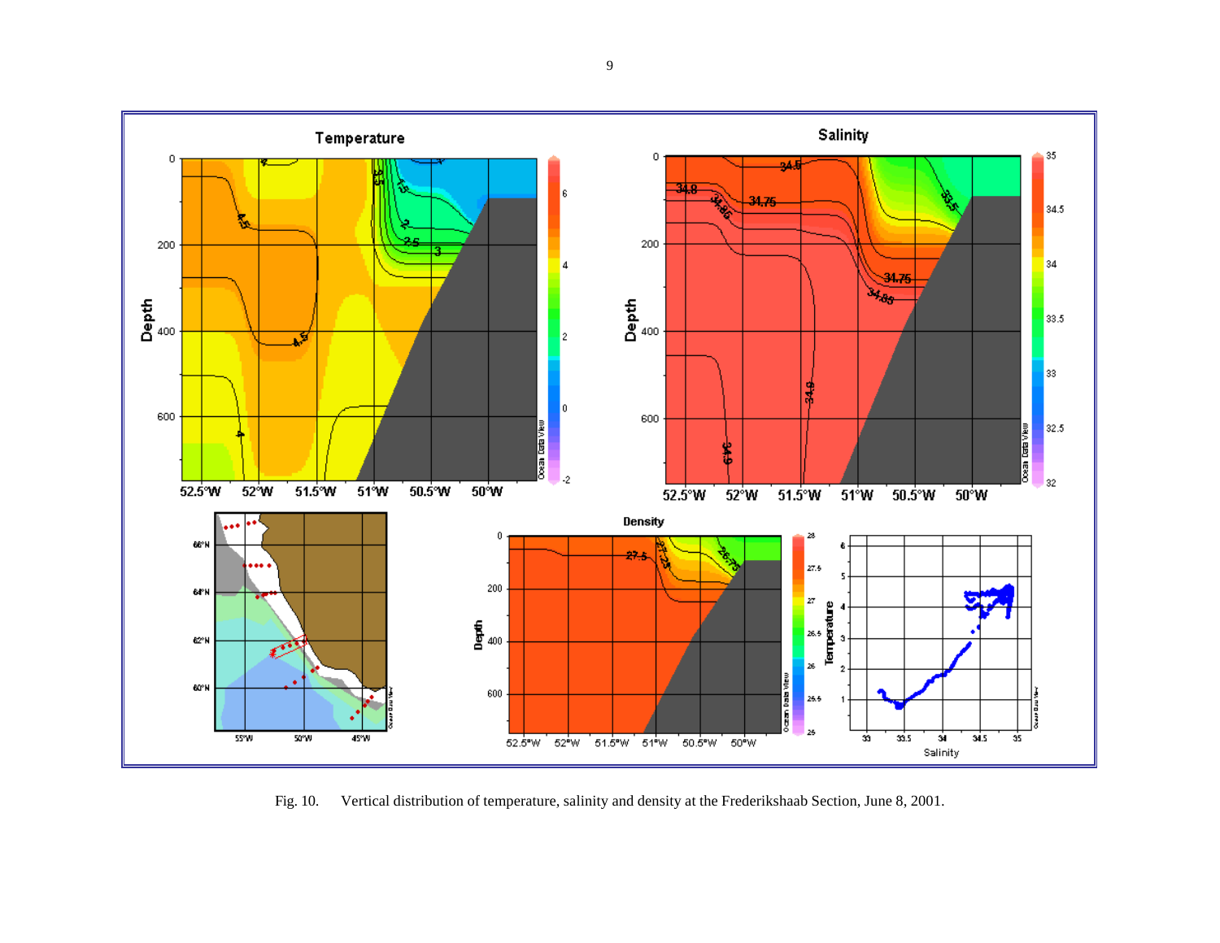Fig. 10. Vertical distribution of temperature, salinity and density at the Frederikshaab Section, June 8, 2001.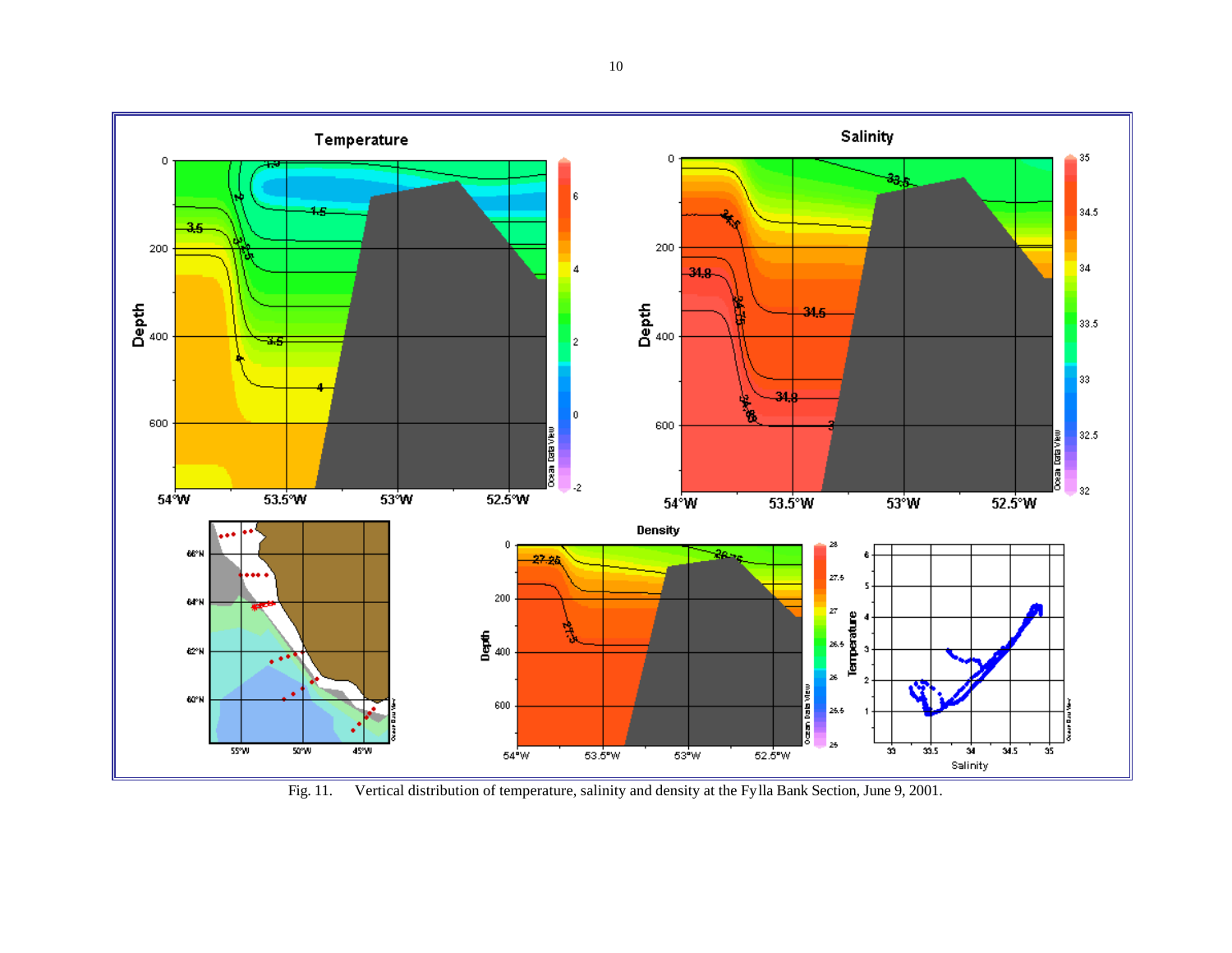Fig. 11. Vertical distribution of temperature, salinity and density at the Fylla Bank Section, June 9, 2001.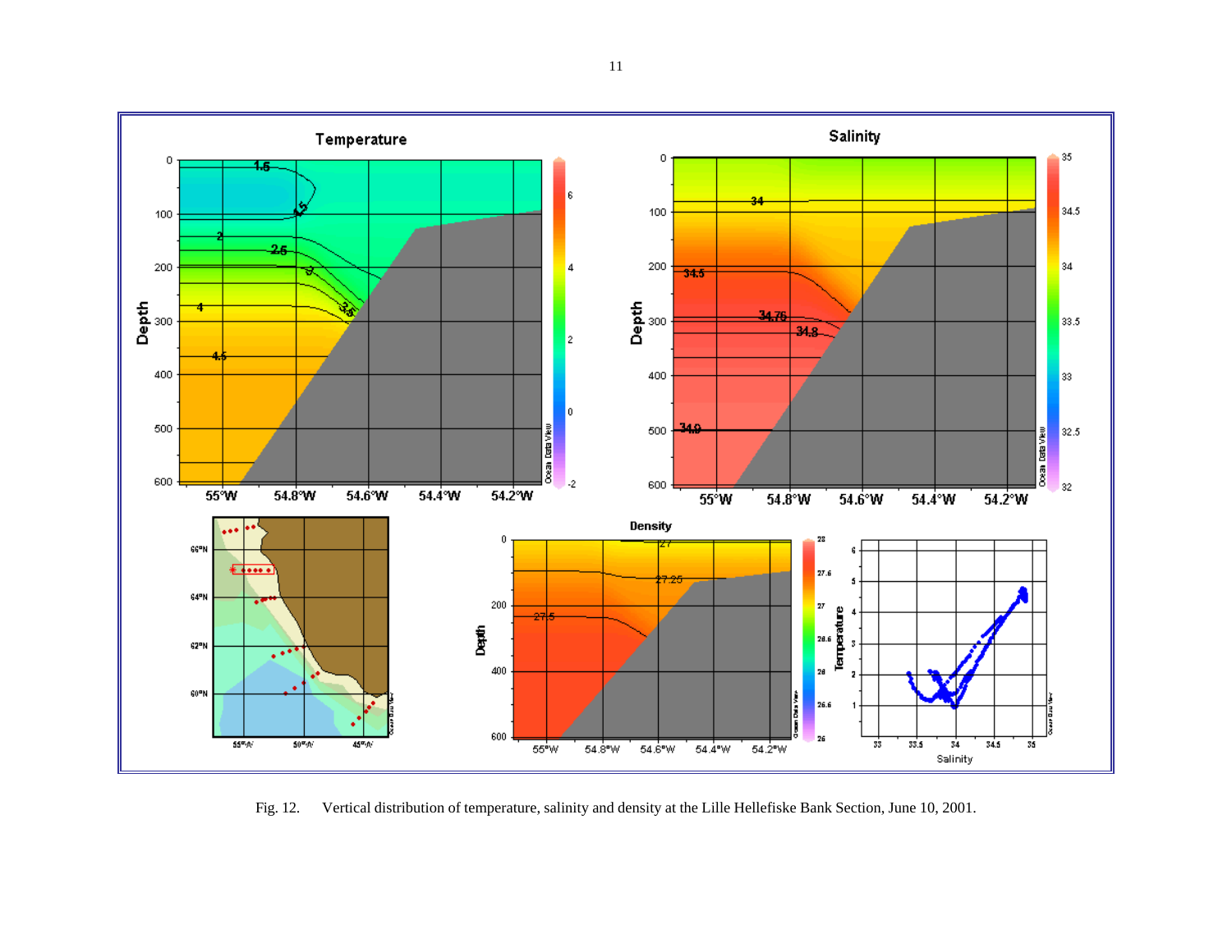Fig. 12. Vertical distribution of temperature, salinity and density at the Lille Hellefiske Bank Section, June 10, 2001.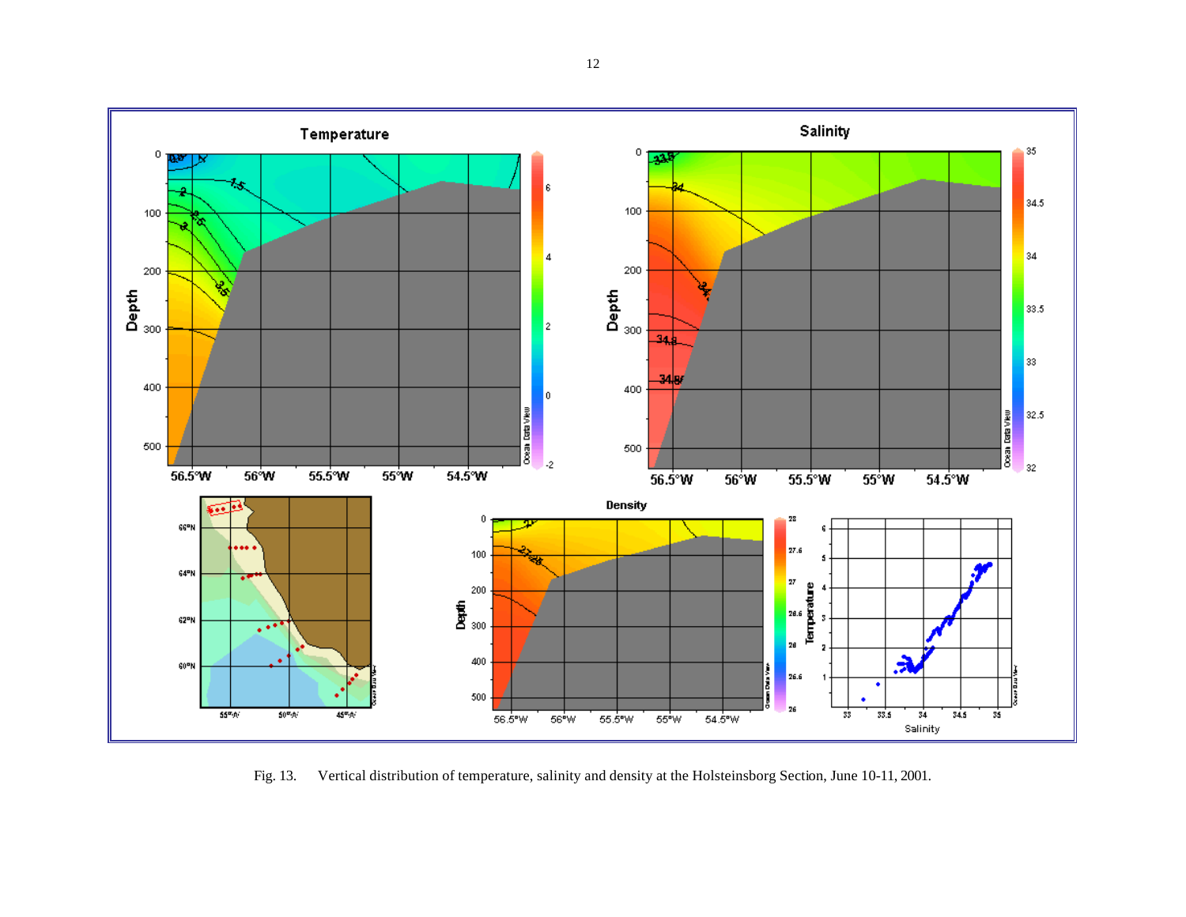Fig. 13. Vertical distribution of temperature, salinity and density at the Holsteinsborg Section, June 10-11, 2001.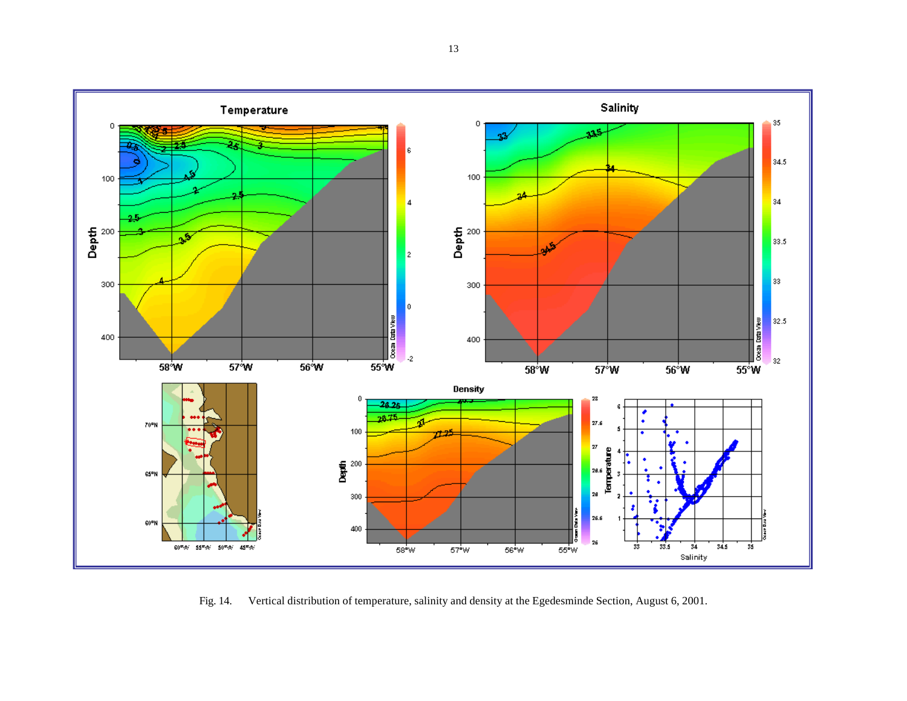Fig. 14. Vertical distribution of temperature, salinity and density at the Egedesminde Section, August 6, 2001.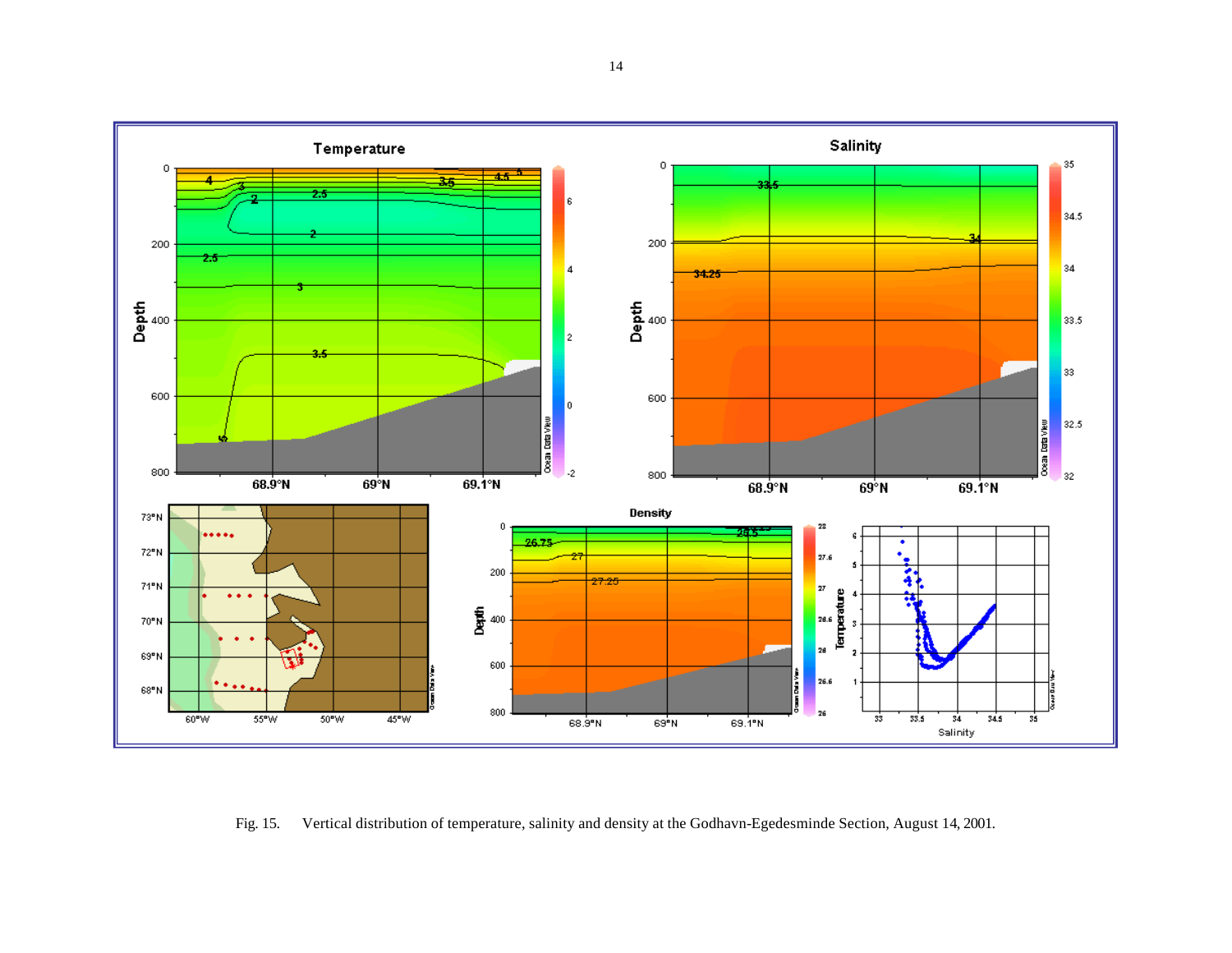Fig. 15. Vertical distribution of temperature, salinity and density at the Godhavn-Egedesminde Section, August 14, 2001.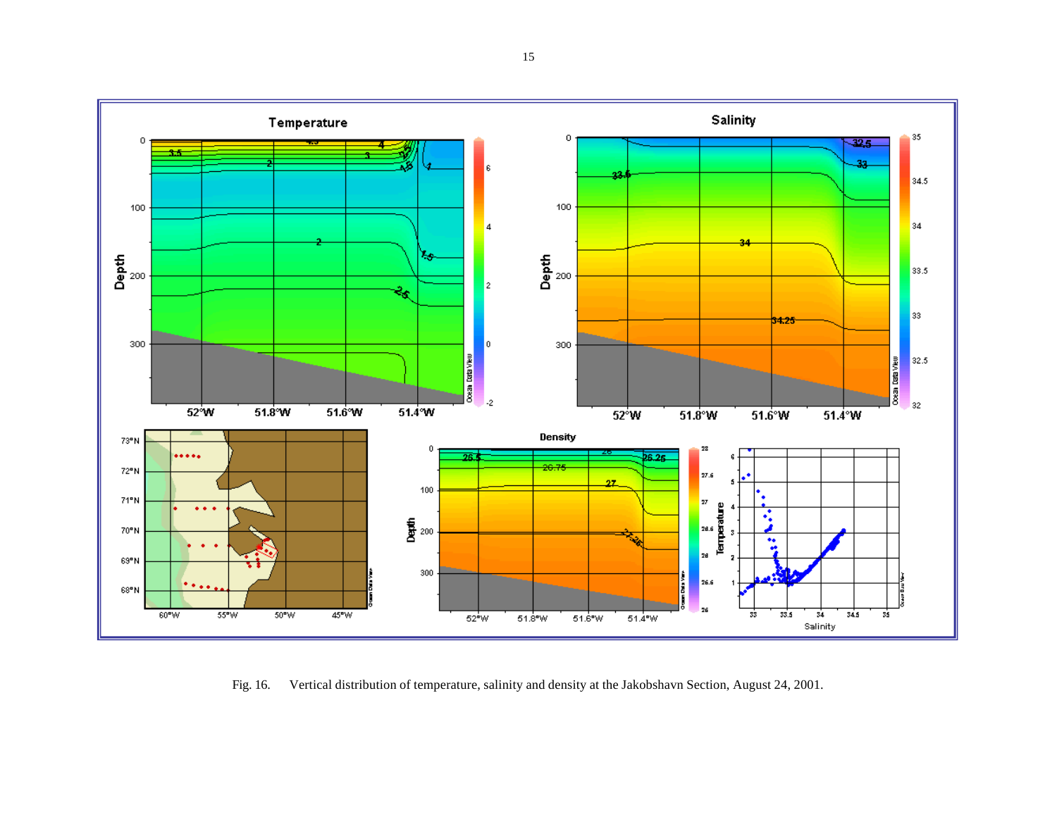Fig. 16. Vertical distribution of temperature, salinity and density at the Jakobshavn Section, August 24, 2001.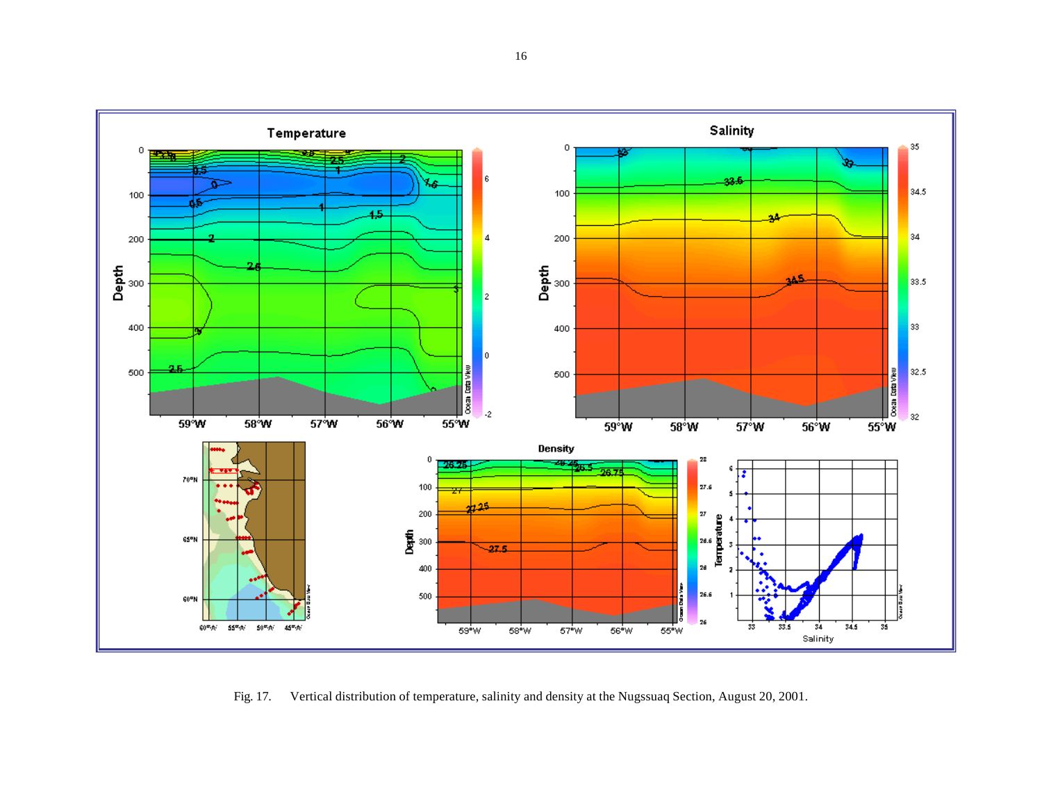Fig. 17. Vertical distribution of temperature, salinity and density at the Nugssuaq Section, August 20, 2001.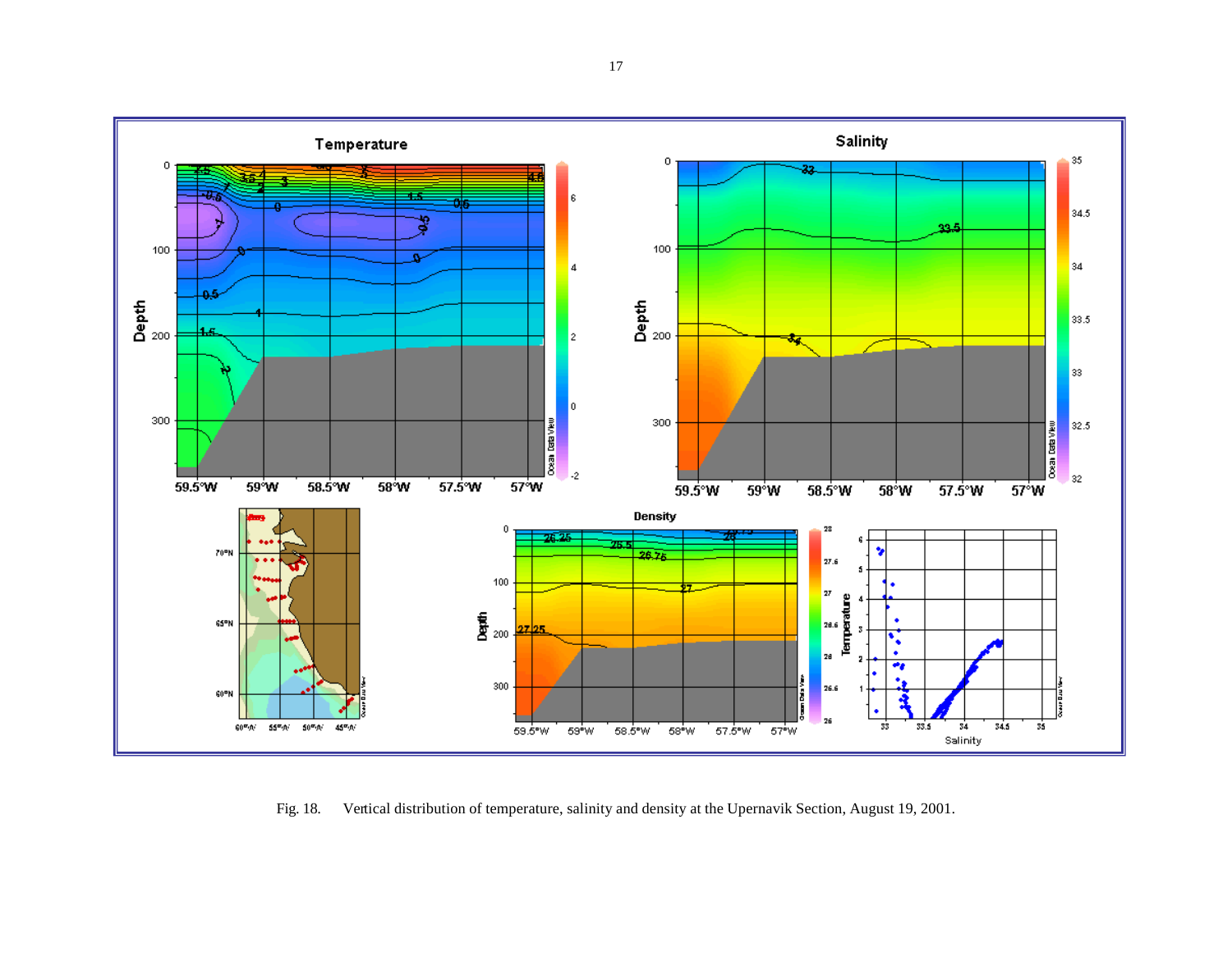Temperature

0
100
200
300
Depth
59.5°W 59°W 58.5°W 58°W 57.5°W 57°W
-2 0 2 4 6

Salinity

0
100
200
300
Depth
59.5°W 59°W 58.5°W 58°W 57.5°W 57°W
32 32.5 33 33.5 34 34.5 35

Density

0
100
200
300
Depth
59.5°W 59°W 58.5°W 58°W 57.5°W 57°W
26 26.6 28 26.6 27 27.6 28

Temperature
Salinity
33 33.5 34 34.5 35

70°N 65°N 60°N
60°W 55°W 50°W 45°W

Fig. 18. Vertical distribution of temperature, salinity and density at the Upernavik Section, August 19, 2001.